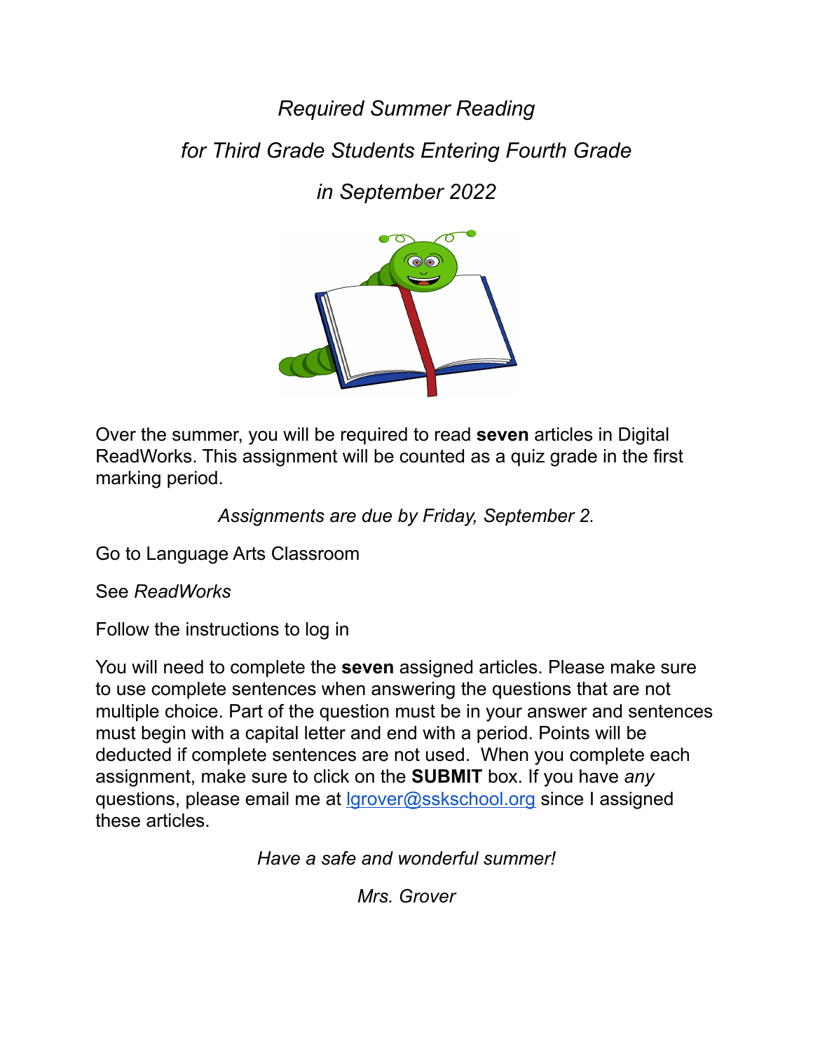*Required Summer Reading*

*for Third Grade Students Entering Fourth Grade*

*in September 2022*

Over the summer, you will be required to read **seven** articles in Digital ReadWorks. This assignment will be counted as a quiz grade in the first marking period.

*Assignments are due by Friday, September 2.*

Go to Language Arts Classroom

See *ReadWorks*

Follow the instructions to log in

You will need to complete the **seven** assigned articles. Please make sure to use complete sentences when answering the questions that are not multiple choice. Part of the question must be in your answer and sentences must begin with a capital letter and end with a period. Points will be deducted if complete sentences are not used. When you complete each assignment, make sure to click on the **SUBMIT** box. If you have *any* questions, please email me at [lgrover@sskschool.org](mailto:lgrover@sskschool.org) since I assigned these articles.

*Have a safe and wonderful summer!*

*Mrs. Grover*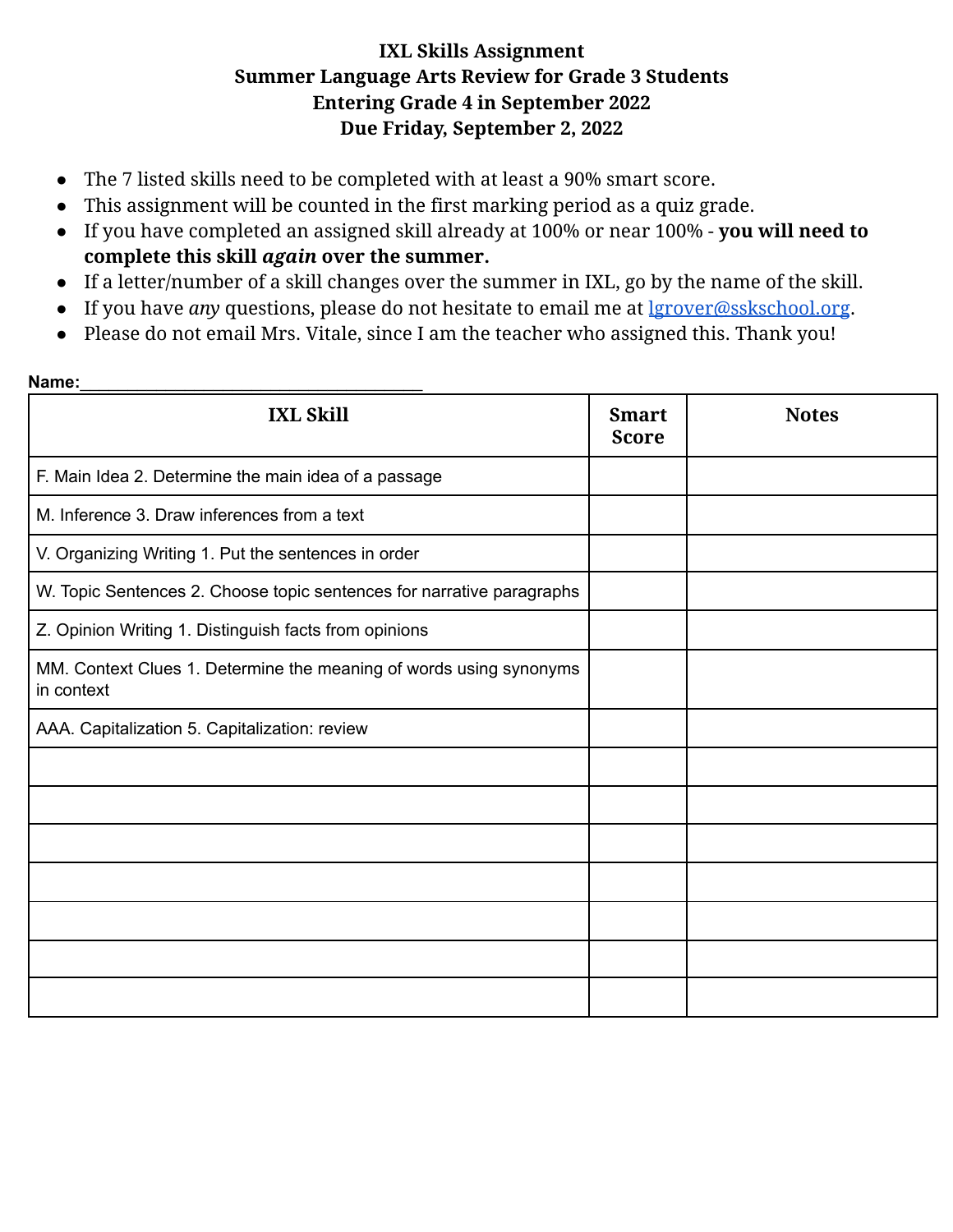# IXL Skills Assignment
## Summer Language Arts Review for Grade 3 Students
## Entering Grade 4 in September 2022
## Due Friday, September 2, 2022

- The 7 listed skills need to be completed with at least a 90% smart score.
- This assignment will be counted in the first marking period as a quiz grade.
- If you have completed an assigned skill already at 100% or near 100% - **you will need to complete this skill *again* over the summer.**
- If a letter/number of a skill changes over the summer in IXL, go by the name of the skill.
- If you have *any* questions, please do not hesitate to email me at lgrover@sskschool.org.
- Please do not email Mrs. Vitale, since I am the teacher who assigned this. Thank you!

**Name:**______________________________________

| IXL Skill | Smart Score | Notes |
|---|---|---|
| F. Main Idea 2. Determine the main idea of a passage | | |
| M. Inference 3. Draw inferences from a text | | |
| V. Organizing Writing 1. Put the sentences in order | | |
| W. Topic Sentences 2. Choose topic sentences for narrative paragraphs | | |
| Z. Opinion Writing 1. Distinguish facts from opinions | | |
| MM. Context Clues 1. Determine the meaning of words using synonyms in context | | |
| AAA. Capitalization 5. Capitalization: review | | |
| | | |
| | | |
| | | |
| | | |
| | | |
| | | |
| | | |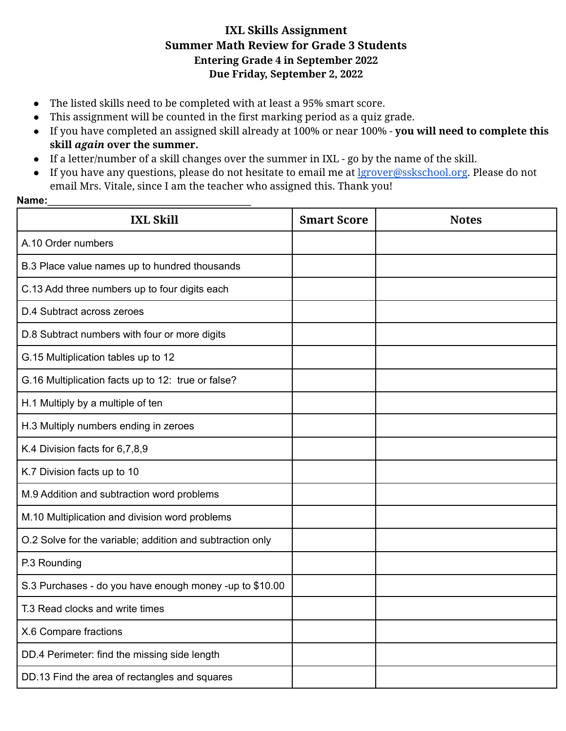# IXL Skills Assignment
## Summer Math Review for Grade 3 Students
### Entering Grade 4 in September 2022
### Due Friday, September 2, 2022

- The listed skills need to be completed with at least a 95% smart score.
- This assignment will be counted in the first marking period as a quiz grade.
- If you have completed an assigned skill already at 100% or near 100% - **you will need to complete this skill *again* over the summer.**
- If a letter/number of a skill changes over the summer in IXL - go by the name of the skill.
- If you have any questions, please do not hesitate to email me at lgrover@sskschool.org. Please do not email Mrs. Vitale, since I am the teacher who assigned this. Thank you!

**Name:**_______________________________________

| IXL Skill | Smart Score | Notes |
|---|---|---|
| A.10 Order numbers | | |
| B.3 Place value names up to hundred thousands | | |
| C.13 Add three numbers up to four digits each | | |
| D.4 Subtract across zeroes | | |
| D.8 Subtract numbers with four or more digits | | |
| G.15 Multiplication tables up to 12 | | |
| G.16 Multiplication facts up to 12: true or false? | | |
| H.1 Multiply by a multiple of ten | | |
| H.3 Multiply numbers ending in zeroes | | |
| K.4 Division facts for 6,7,8,9 | | |
| K.7 Division facts up to 10 | | |
| M.9 Addition and subtraction word problems | | |
| M.10 Multiplication and division word problems | | |
| O.2 Solve for the variable; addition and subtraction only | | |
| P.3 Rounding | | |
| S.3 Purchases - do you have enough money -up to $10.00 | | |
| T.3 Read clocks and write times | | |
| X.6 Compare fractions | | |
| DD.4 Perimeter: find the missing side length | | |
| DD.13 Find the area of rectangles and squares | | |